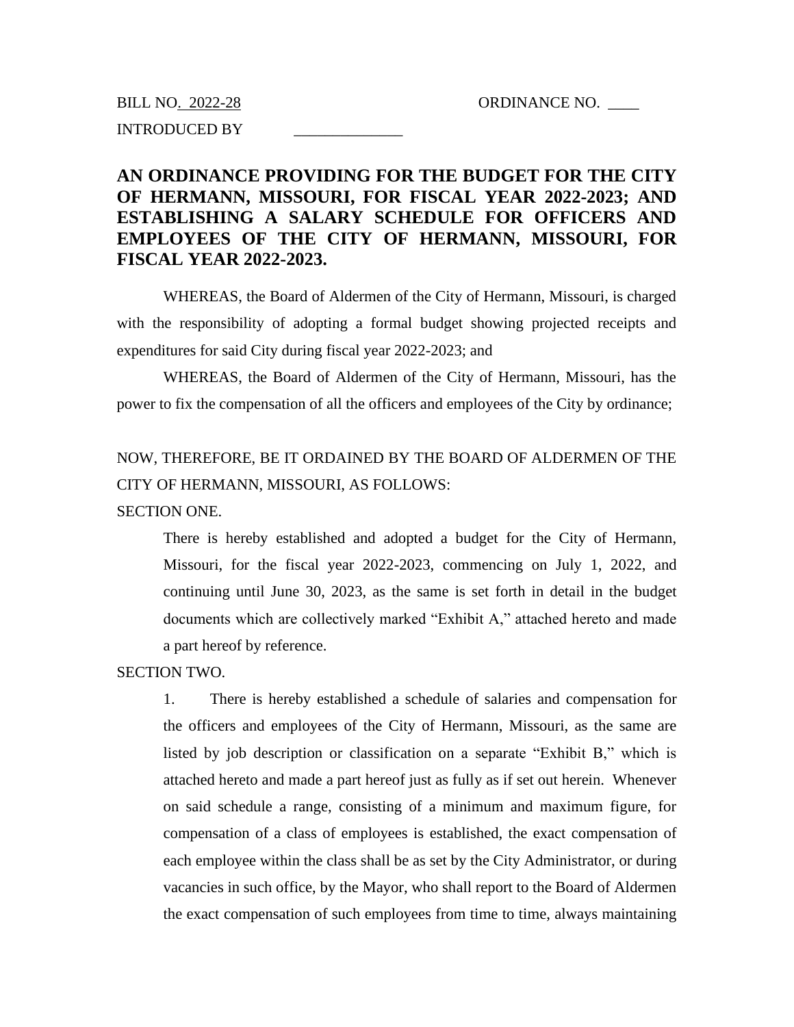BILL NO. 2022-28 ORDINANCE NO. ____

INTRODUCED BY ______________

# AN ORDINANCE PROVIDING FOR THE BUDGET FOR THE CITY OF HERMANN, MISSOURI, FOR FISCAL YEAR 2022-2023; AND ESTABLISHING A SALARY SCHEDULE FOR OFFICERS AND EMPLOYEES OF THE CITY OF HERMANN, MISSOURI, FOR FISCAL YEAR 2022-2023.

WHEREAS, the Board of Aldermen of the City of Hermann, Missouri, is charged with the responsibility of adopting a formal budget showing projected receipts and expenditures for said City during fiscal year 2022-2023; and

WHEREAS, the Board of Aldermen of the City of Hermann, Missouri, has the power to fix the compensation of all the officers and employees of the City by ordinance;

NOW, THEREFORE, BE IT ORDAINED BY THE BOARD OF ALDERMEN OF THE CITY OF HERMANN, MISSOURI, AS FOLLOWS:

SECTION ONE.

There is hereby established and adopted a budget for the City of Hermann, Missouri, for the fiscal year 2022-2023, commencing on July 1, 2022, and continuing until June 30, 2023, as the same is set forth in detail in the budget documents which are collectively marked "Exhibit A," attached hereto and made a part hereof by reference.

SECTION TWO.

1. There is hereby established a schedule of salaries and compensation for the officers and employees of the City of Hermann, Missouri, as the same are listed by job description or classification on a separate "Exhibit B," which is attached hereto and made a part hereof just as fully as if set out herein. Whenever on said schedule a range, consisting of a minimum and maximum figure, for compensation of a class of employees is established, the exact compensation of each employee within the class shall be as set by the City Administrator, or during vacancies in such office, by the Mayor, who shall report to the Board of Aldermen the exact compensation of such employees from time to time, always maintaining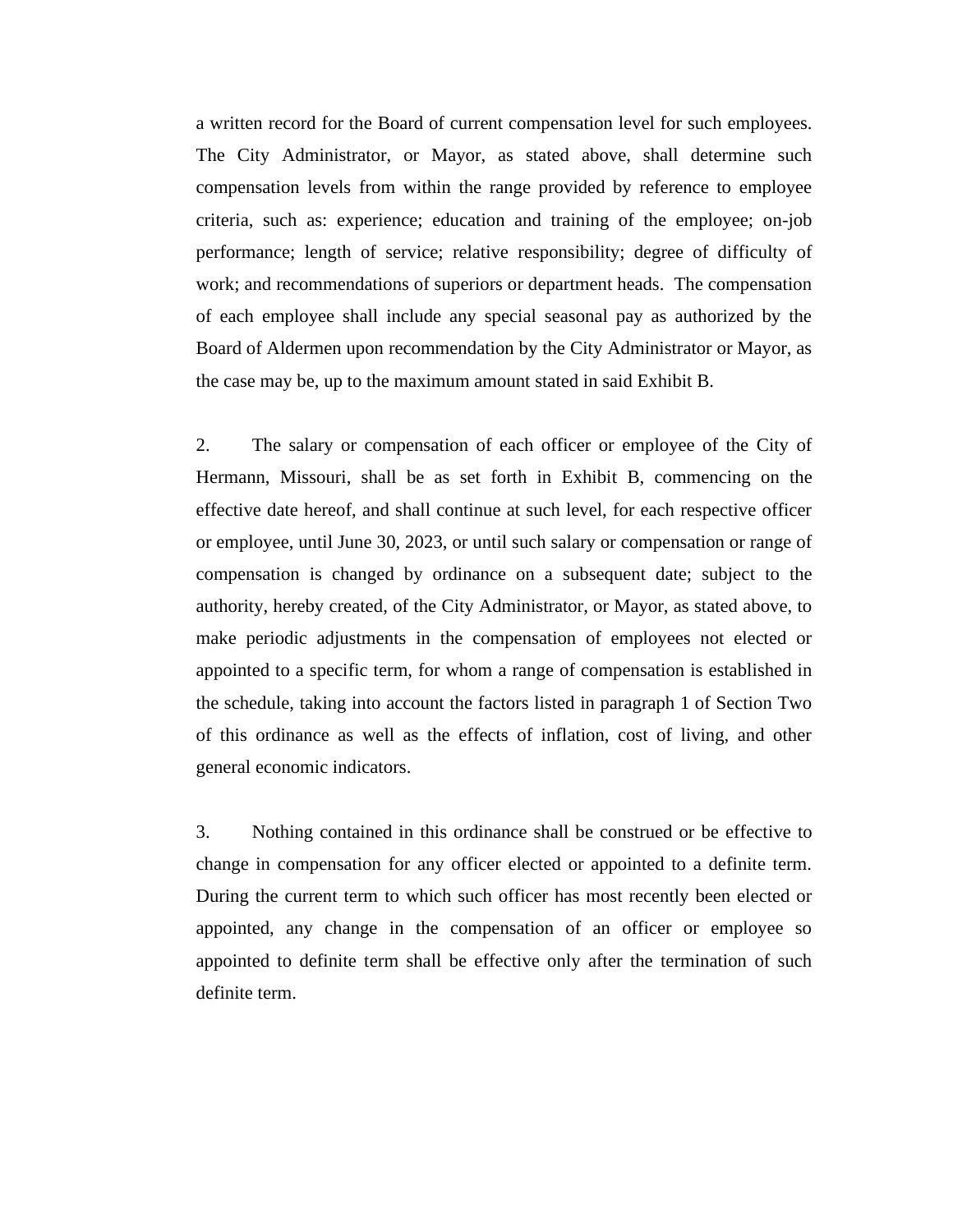a written record for the Board of current compensation level for such employees. The City Administrator, or Mayor, as stated above, shall determine such compensation levels from within the range provided by reference to employee criteria, such as: experience; education and training of the employee; on-job performance; length of service; relative responsibility; degree of difficulty of work; and recommendations of superiors or department heads. The compensation of each employee shall include any special seasonal pay as authorized by the Board of Aldermen upon recommendation by the City Administrator or Mayor, as the case may be, up to the maximum amount stated in said Exhibit B.

2. The salary or compensation of each officer or employee of the City of Hermann, Missouri, shall be as set forth in Exhibit B, commencing on the effective date hereof, and shall continue at such level, for each respective officer or employee, until June 30, 2023, or until such salary or compensation or range of compensation is changed by ordinance on a subsequent date; subject to the authority, hereby created, of the City Administrator, or Mayor, as stated above, to make periodic adjustments in the compensation of employees not elected or appointed to a specific term, for whom a range of compensation is established in the schedule, taking into account the factors listed in paragraph 1 of Section Two of this ordinance as well as the effects of inflation, cost of living, and other general economic indicators.

3. Nothing contained in this ordinance shall be construed or be effective to change in compensation for any officer elected or appointed to a definite term. During the current term to which such officer has most recently been elected or appointed, any change in the compensation of an officer or employee so appointed to definite term shall be effective only after the termination of such definite term.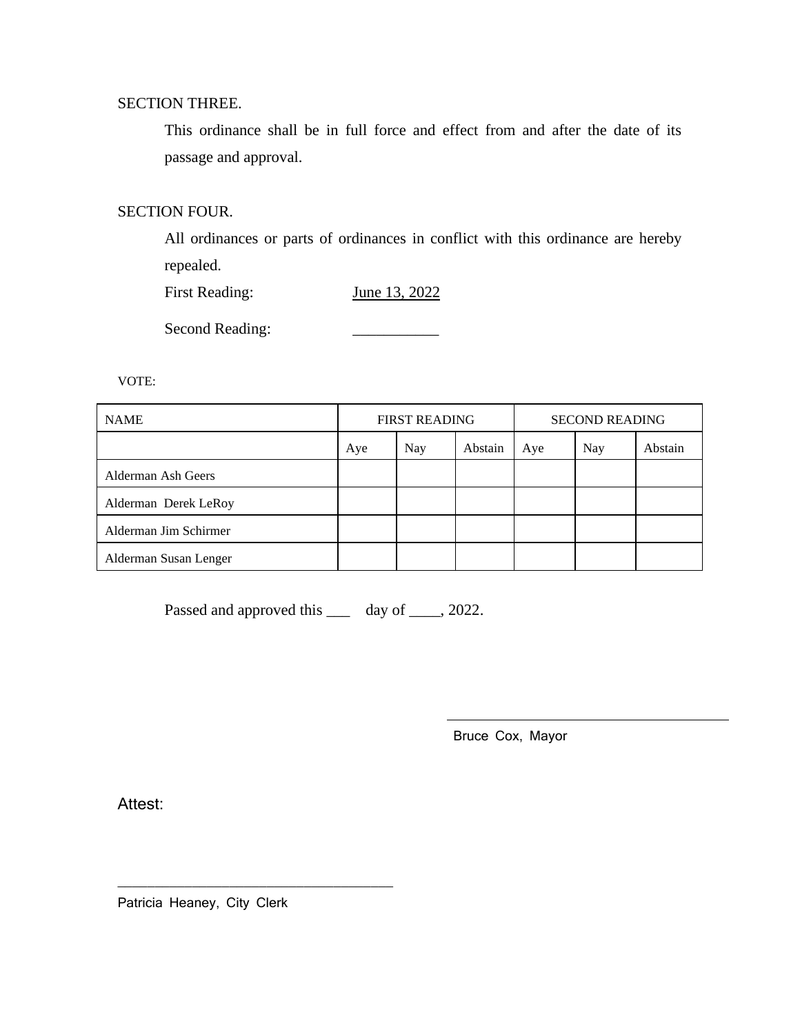SECTION THREE.

This ordinance shall be in full force and effect from and after the date of its passage and approval.

SECTION FOUR.

All ordinances or parts of ordinances in conflict with this ordinance are hereby repealed.

First Reading: June 13, 2022

Second Reading: ___________

VOTE:

| NAME | FIRST READING | | | SECOND READING | | |
|---|---|---|---|---|---|---|
| | Aye | Nay | Abstain | Aye | Nay | Abstain |
| Alderman Ash Geers | | | | | | |
| Alderman Derek LeRoy | | | | | | |
| Alderman Jim Schirmer | | | | | | |
| Alderman Susan Lenger | | | | | | |

Passed and approved this ___ day of ____, 2022.

_______________________________________

Bruce Cox, Mayor

Attest:

_______________________________________

Patricia Heaney, City Clerk